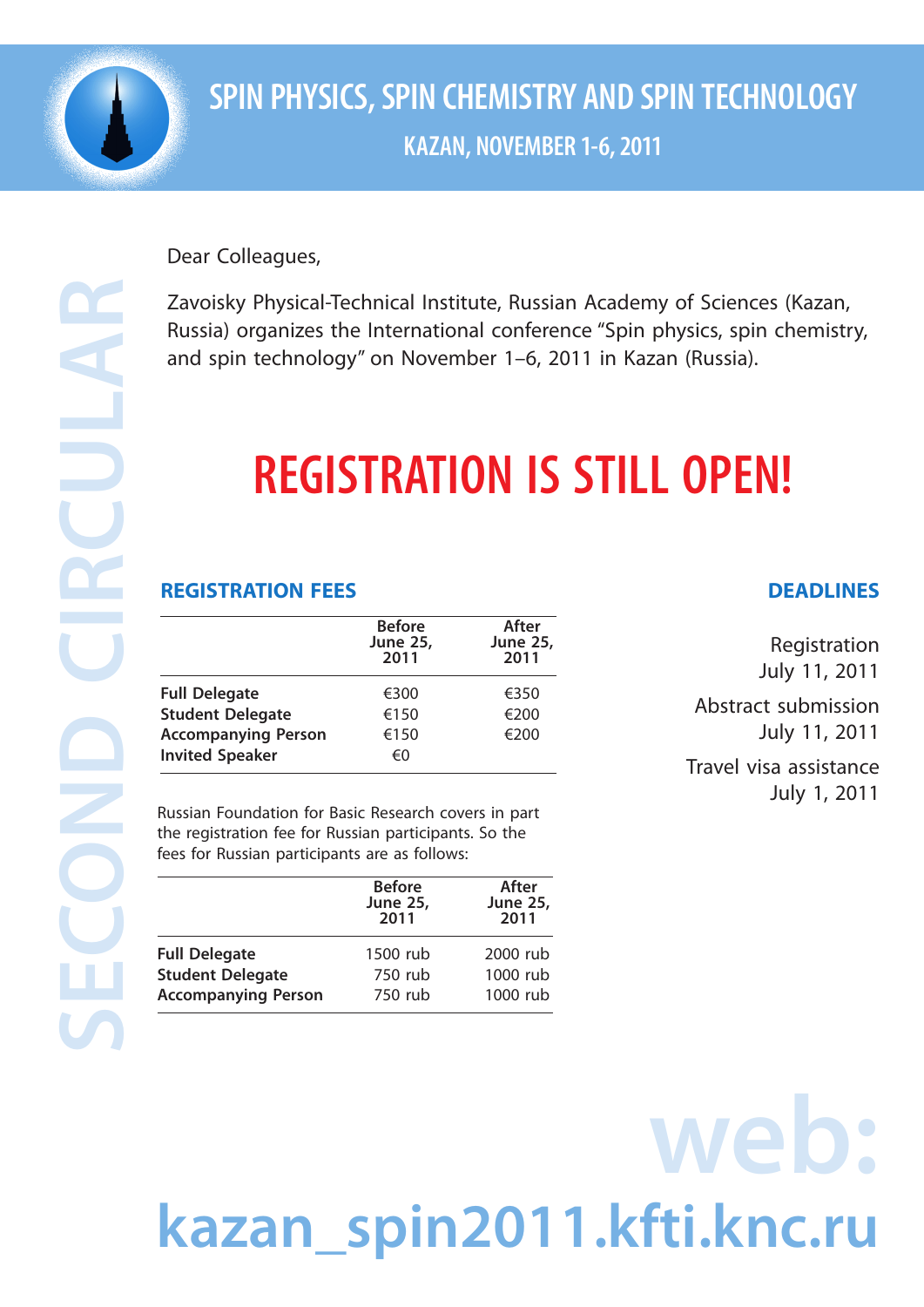# SPIN PHYSICS, SPIN CHEMISTRY AND SPIN TECHNOLOGY

## KAZAN, NOVEMBER 1-6, 2011

SECOND CIRCULAR

Dear Colleagues,

Zavoisky Physical-Technical Institute, Russian Academy of Sciences (Kazan, Russia) organizes the International conference "Spin physics, spin chemistry, and spin technology" on November 1–6, 2011 in Kazan (Russia).

# REGISTRATION IS STILL OPEN!

## REGISTRATION FEES

| | Before June 25, 2011 | After June 25, 2011 |
|---|---|---|
| **Full Delegate** | €300 | €350 |
| **Student Delegate** | €150 | €200 |
| **Accompanying Person** | €150 | €200 |
| **Invited Speaker** | €0 | |

Russian Foundation for Basic Research covers in part the registration fee for Russian participants. So the fees for Russian participants are as follows:

| | Before June 25, 2011 | After June 25, 2011 |
|---|---|---|
| **Full Delegate** | 1500 rub | 2000 rub |
| **Student Delegate** | 750 rub | 1000 rub |
| **Accompanying Person** | 750 rub | 1000 rub |

## DEADLINES

Registration
July 11, 2011

Abstract submission
July 11, 2011

Travel visa assistance
July 1, 2011

web:
**kazan_spin2011.kfti.knc.ru**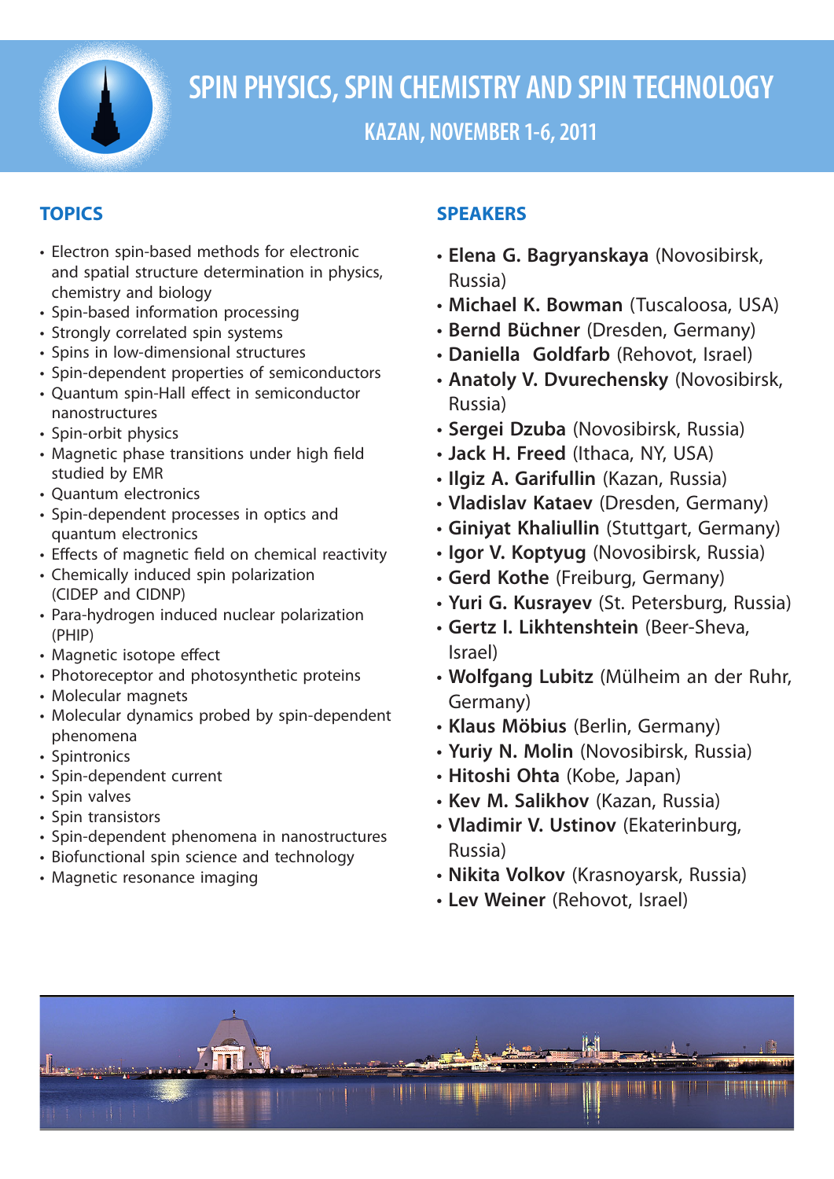# SPIN PHYSICS, SPIN CHEMISTRY AND SPIN TECHNOLOGY

## KAZAN, NOVEMBER 1-6, 2011

## TOPICS

- Electron spin-based methods for electronic and spatial structure determination in physics, chemistry and biology
- Spin-based information processing
- Strongly correlated spin systems
- Spins in low-dimensional structures
- Spin-dependent properties of semiconductors
- Quantum spin-Hall effect in semiconductor nanostructures
- Spin-orbit physics
- Magnetic phase transitions under high field studied by EMR
- Quantum electronics
- Spin-dependent processes in optics and quantum electronics
- Effects of magnetic field on chemical reactivity
- Chemically induced spin polarization (CIDEP and CIDNP)
- Para-hydrogen induced nuclear polarization (PHIP)
- Magnetic isotope effect
- Photoreceptor and photosynthetic proteins
- Molecular magnets
- Molecular dynamics probed by spin-dependent phenomena
- Spintronics
- Spin-dependent current
- Spin valves
- Spin transistors
- Spin-dependent phenomena in nanostructures
- Biofunctional spin science and technology
- Magnetic resonance imaging

## SPEAKERS

- **Elena G. Bagryanskaya** (Novosibirsk, Russia)
- **Michael K. Bowman** (Tuscaloosa, USA)
- **Bernd Büchner** (Dresden, Germany)
- **Daniella Goldfarb** (Rehovot, Israel)
- **Anatoly V. Dvurechensky** (Novosibirsk, Russia)
- **Sergei Dzuba** (Novosibirsk, Russia)
- **Jack H. Freed** (Ithaca, NY, USA)
- **Ilgiz A. Garifullin** (Kazan, Russia)
- **Vladislav Kataev** (Dresden, Germany)
- **Giniyat Khaliullin** (Stuttgart, Germany)
- **Igor V. Koptyug** (Novosibirsk, Russia)
- **Gerd Kothe** (Freiburg, Germany)
- **Yuri G. Kusrayev** (St. Petersburg, Russia)
- **Gertz I. Likhtenshtein** (Beer-Sheva, Israel)
- **Wolfgang Lubitz** (Mülheim an der Ruhr, Germany)
- **Klaus Möbius** (Berlin, Germany)
- **Yuriy N. Molin** (Novosibirsk, Russia)
- **Hitoshi Ohta** (Kobe, Japan)
- **Kev M. Salikhov** (Kazan, Russia)
- **Vladimir V. Ustinov** (Ekaterinburg, Russia)
- **Nikita Volkov** (Krasnoyarsk, Russia)
- **Lev Weiner** (Rehovot, Israel)